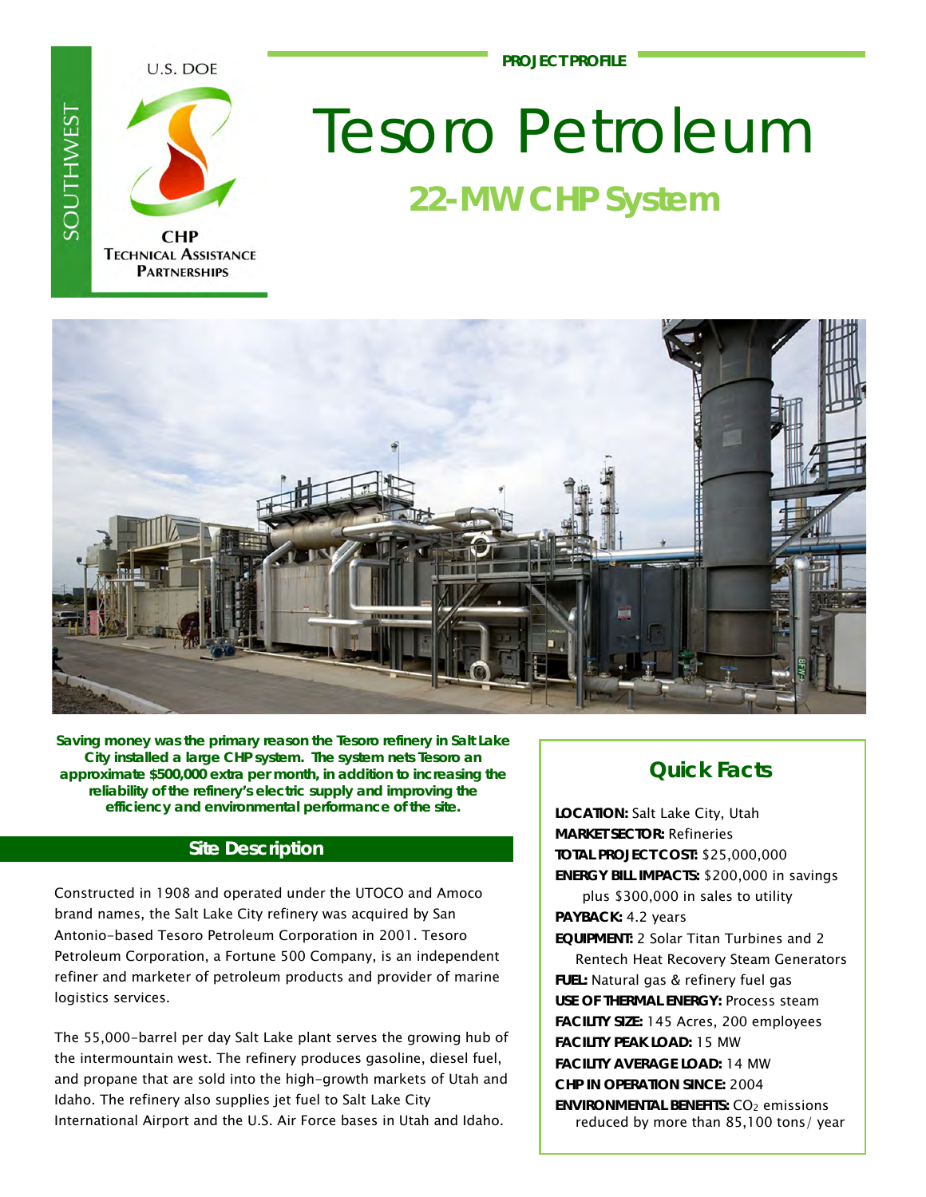PROJECT PROFILE

U.S. DOE

SOUTHWEST

CHP TECHNICAL ASSISTANCE PARTNERSHIPS

# Tesoro Petroleum

## 22-MW CHP System

**Saving money was the primary reason the Tesoro refinery in Salt Lake City installed a large CHP system. The system nets Tesoro an approximate $500,000 extra per month, in addition to increasing the reliability of the refinery's electric supply and improving the efficiency and environmental performance of the site.**

## Site Description

Constructed in 1908 and operated under the UTOCO and Amoco brand names, the Salt Lake City refinery was acquired by San Antonio-based Tesoro Petroleum Corporation in 2001. Tesoro Petroleum Corporation, a Fortune 500 Company, is an independent refiner and marketer of petroleum products and provider of marine logistics services.

The 55,000-barrel per day Salt Lake plant serves the growing hub of the intermountain west. The refinery produces gasoline, diesel fuel, and propane that are sold into the high-growth markets of Utah and Idaho. The refinery also supplies jet fuel to Salt Lake City International Airport and the U.S. Air Force bases in Utah and Idaho.

## Quick Facts

**LOCATION:** Salt Lake City, Utah
**MARKET SECTOR:** Refineries
**TOTAL PROJECT COST:** $25,000,000
**ENERGY BILL IMPACTS:** $200,000 in savings plus $300,000 in sales to utility
**PAYBACK:** 4.2 years
**EQUIPMENT:** 2 Solar Titan Turbines and 2 Rentech Heat Recovery Steam Generators
**FUEL:** Natural gas & refinery fuel gas
**USE OF THERMAL ENERGY:** Process steam
**FACILITY SIZE:** 145 Acres, 200 employees
**FACILITY PEAK LOAD:** 15 MW
**FACILITY AVERAGE LOAD:** 14 MW
**CHP IN OPERATION SINCE:** 2004
**ENVIRONMENTAL BENEFITS:** $CO_2$ emissions reduced by more than 85,100 tons/ year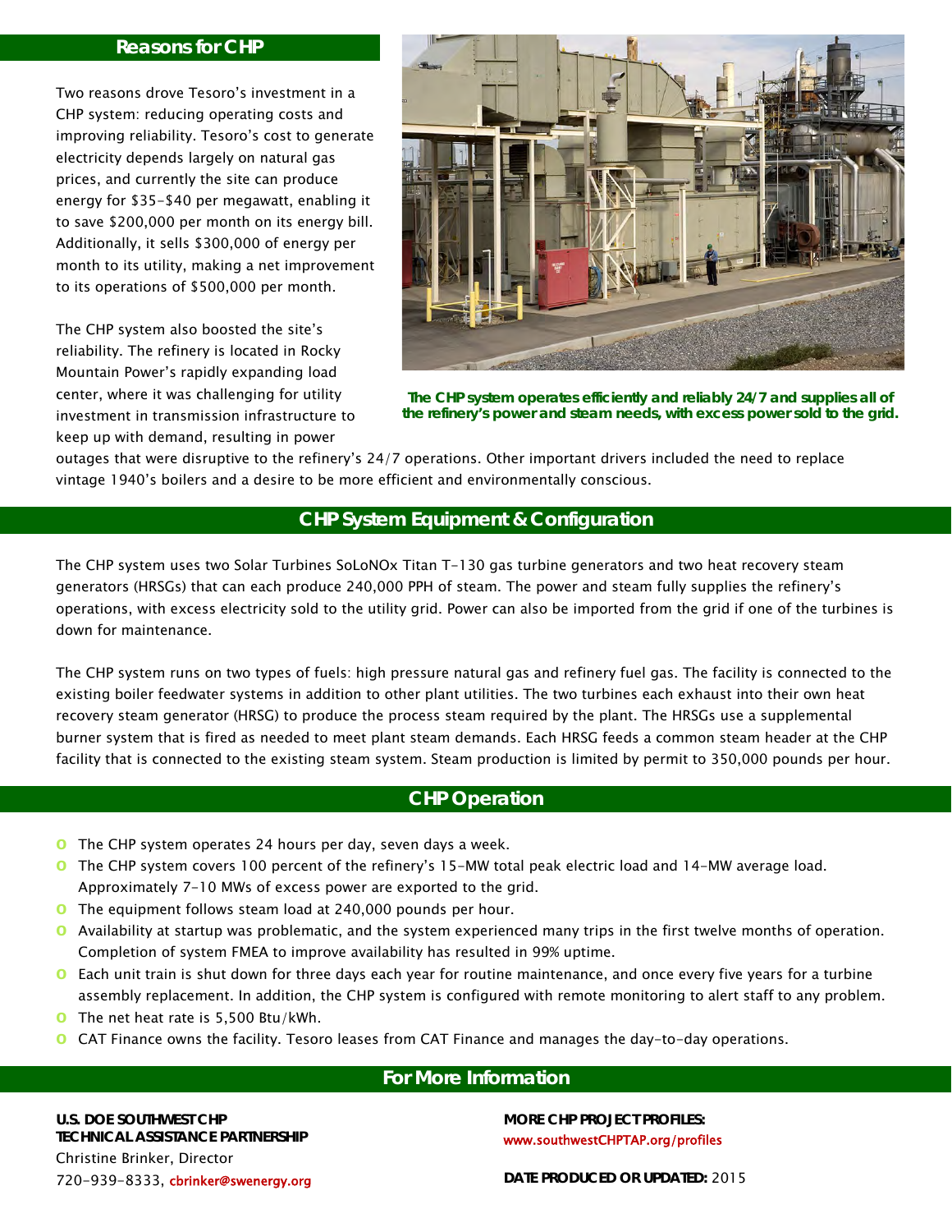## Reasons for CHP

Two reasons drove Tesoro's investment in a CHP system: reducing operating costs and improving reliability. Tesoro's cost to generate electricity depends largely on natural gas prices, and currently the site can produce energy for $35-$40 per megawatt, enabling it to save $200,000 per month on its energy bill. Additionally, it sells $300,000 of energy per month to its utility, making a net improvement to its operations of $500,000 per month.

The CHP system also boosted the site's reliability. The refinery is located in Rocky Mountain Power's rapidly expanding load center, where it was challenging for utility investment in transmission infrastructure to keep up with demand, resulting in power outages that were disruptive to the refinery's 24/7 operations. Other important drivers included the need to replace vintage 1940's boilers and a desire to be more efficient and environmentally conscious.

**The CHP system operates efficiently and reliably 24/7 and supplies all of the refinery's power and steam needs, with excess power sold to the grid.**

## CHP System Equipment & Configuration

The CHP system uses two Solar Turbines SoLoNOx Titan T-130 gas turbine generators and two heat recovery steam generators (HRSGs) that can each produce 240,000 PPH of steam. The power and steam fully supplies the refinery's operations, with excess electricity sold to the utility grid. Power can also be imported from the grid if one of the turbines is down for maintenance.

The CHP system runs on two types of fuels: high pressure natural gas and refinery fuel gas. The facility is connected to the existing boiler feedwater systems in addition to other plant utilities. The two turbines each exhaust into their own heat recovery steam generator (HRSG) to produce the process steam required by the plant. The HRSGs use a supplemental burner system that is fired as needed to meet plant steam demands. Each HRSG feeds a common steam header at the CHP facility that is connected to the existing steam system. Steam production is limited by permit to 350,000 pounds per hour.

## CHP Operation

- The CHP system operates 24 hours per day, seven days a week.
- The CHP system covers 100 percent of the refinery's 15-MW total peak electric load and 14-MW average load. Approximately 7-10 MWs of excess power are exported to the grid.
- The equipment follows steam load at 240,000 pounds per hour.
- Availability at startup was problematic, and the system experienced many trips in the first twelve months of operation. Completion of system FMEA to improve availability has resulted in 99% uptime.
- Each unit train is shut down for three days each year for routine maintenance, and once every five years for a turbine assembly replacement. In addition, the CHP system is configured with remote monitoring to alert staff to any problem.
- The net heat rate is 5,500 Btu/kWh.
- CAT Finance owns the facility. Tesoro leases from CAT Finance and manages the day-to-day operations.

## For More Information

**U.S. DOE SOUTHWEST CHP TECHNICAL ASSISTANCE PARTNERSHIP**
Christine Brinker, Director
720-939-8333, cbrinker@swenergy.org

**MORE CHP PROJECT PROFILES:**
www.southwestCHPTAP.org/profiles

**DATE PRODUCED OR UPDATED:** 2015